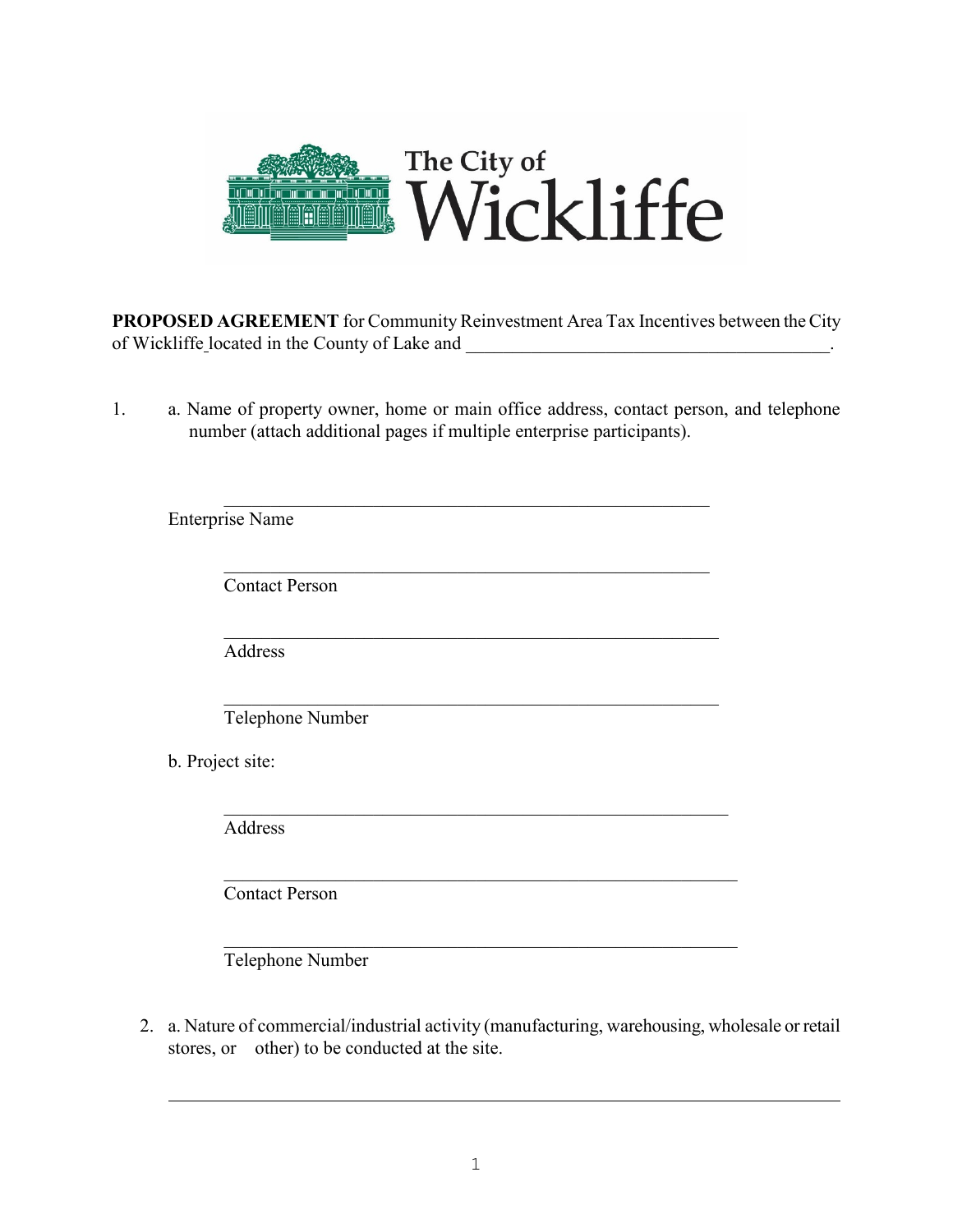The City of Wickliffe

**PROPOSED AGREEMENT** for Community Reinvestment Area Tax Incentives between the City of Wickliffe located in the County of Lake and ________________________________________.

1. a. Name of property owner, home or main office address, contact person, and telephone number (attach additional pages if multiple enterprise participants).

______________________________________________________
Enterprise Name

______________________________________________________
Contact Person

______________________________________________________
Address

______________________________________________________
Telephone Number

b. Project site:

______________________________________________________
Address

______________________________________________________
Contact Person

______________________________________________________
Telephone Number

2. a. Nature of commercial/industrial activity (manufacturing, warehousing, wholesale or retail stores, or other) to be conducted at the site.

___________________________________________________________________________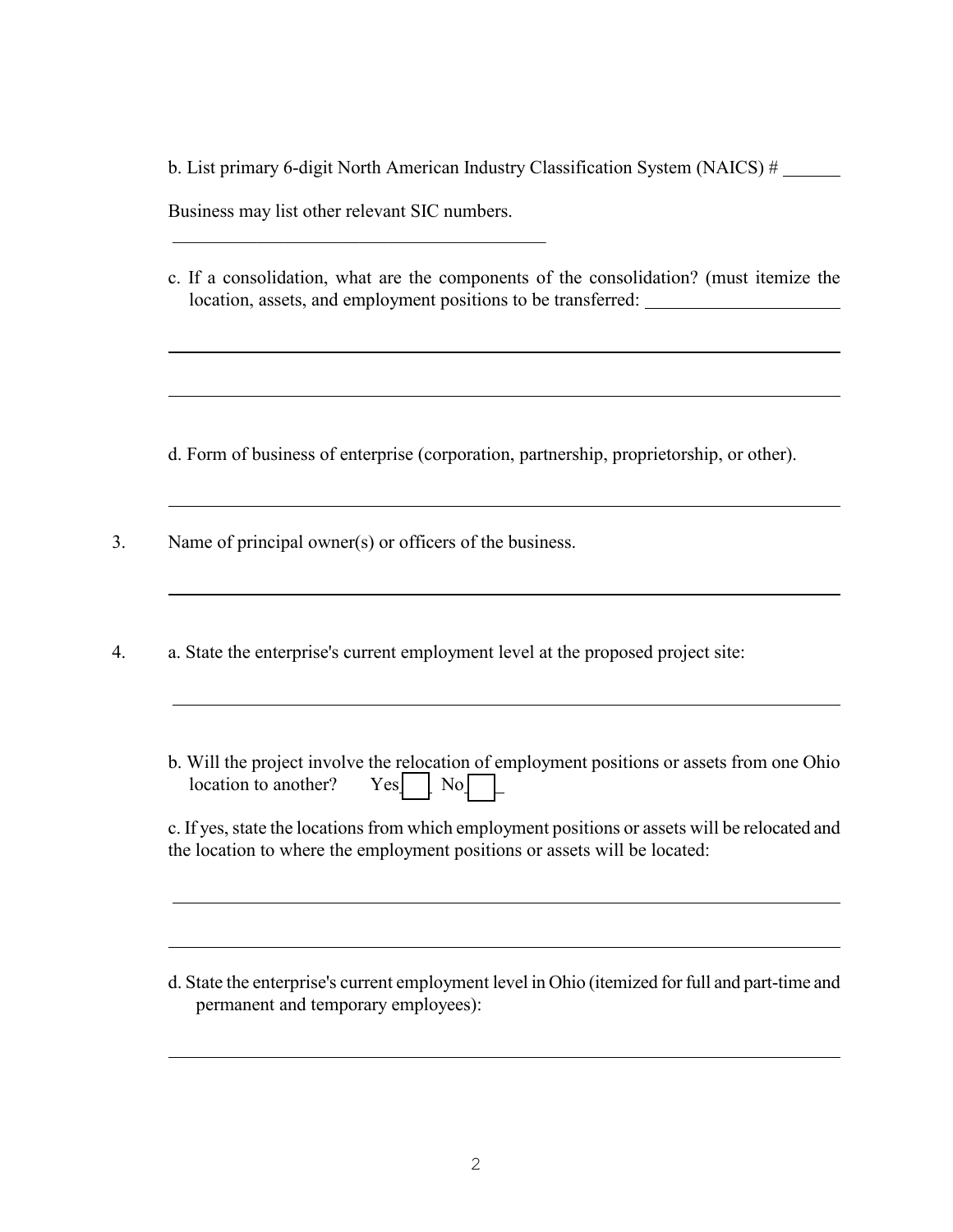b. List primary 6-digit North American Industry Classification System (NAICS) # ______

Business may list other relevant SIC numbers.

__________________________________________

c. If a consolidation, what are the components of the consolidation? (must itemize the location, assets, and employment positions to be transferred: ____________________

__________________________________________________________________________

__________________________________________________________________________

d. Form of business of enterprise (corporation, partnership, proprietorship, or other).

__________________________________________________________________________

3. Name of principal owner(s) or officers of the business.

__________________________________________________________________________

4. a. State the enterprise's current employment level at the proposed project site:

__________________________________________________________________________

b. Will the project involve the relocation of employment positions or assets from one Ohio location to another? Yes ☐ No ☐

c. If yes, state the locations from which employment positions or assets will be relocated and the location to where the employment positions or assets will be located:

__________________________________________________________________________

__________________________________________________________________________

d. State the enterprise's current employment level in Ohio (itemized for full and part-time and permanent and temporary employees):

__________________________________________________________________________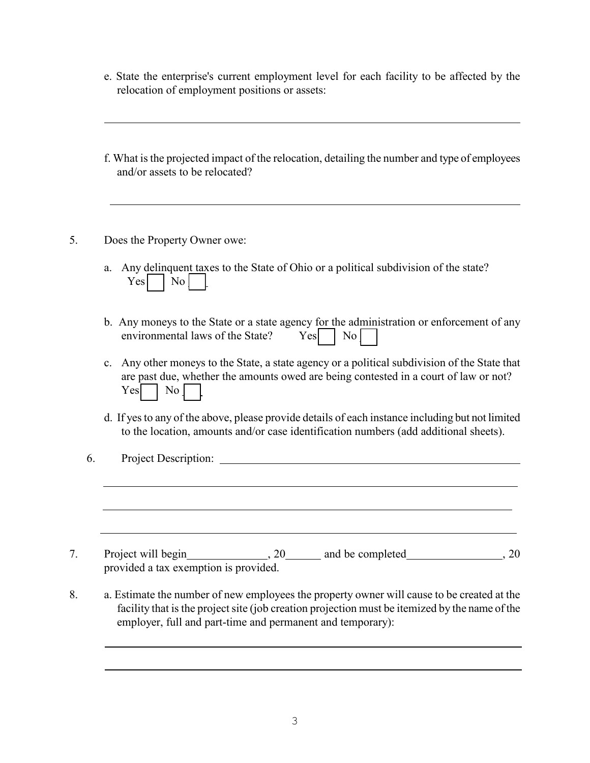e. State the enterprise's current employment level for each facility to be affected by the relocation of employment positions or assets:

\_\_\_\_\_\_\_\_\_\_\_\_\_\_\_\_\_\_\_\_\_\_\_\_\_\_\_\_\_\_\_\_\_\_\_\_\_\_\_\_\_\_\_\_\_\_\_\_\_\_\_\_\_\_\_\_\_\_\_\_\_\_\_\_\_\_\_\_\_\_

f. What is the projected impact of the relocation, detailing the number and type of employees and/or assets to be relocated?

\_\_\_\_\_\_\_\_\_\_\_\_\_\_\_\_\_\_\_\_\_\_\_\_\_\_\_\_\_\_\_\_\_\_\_\_\_\_\_\_\_\_\_\_\_\_\_\_\_\_\_\_\_\_\_\_\_\_\_\_\_\_\_\_\_\_\_\_\_\_

5. Does the Property Owner owe:

   a. Any delinquent taxes to the State of Ohio or a political subdivision of the state?
   Yes ☐ No ☐

   b. Any moneys to the State or a state agency for the administration or enforcement of any environmental laws of the State? Yes ☐ No ☐

   c. Any other moneys to the State, a state agency or a political subdivision of the State that are past due, whether the amounts owed are being contested in a court of law or not?
   Yes ☐ No ☐

   d. If yes to any of the above, please provide details of each instance including but not limited to the location, amounts and/or case identification numbers (add additional sheets).

6. Project Description: \_\_\_\_\_\_\_\_\_\_\_\_\_\_\_\_\_\_\_\_\_\_\_\_\_\_\_\_\_\_\_\_\_\_\_\_\_\_\_\_\_\_\_\_\_\_\_\_\_\_\_\_

\_\_\_\_\_\_\_\_\_\_\_\_\_\_\_\_\_\_\_\_\_\_\_\_\_\_\_\_\_\_\_\_\_\_\_\_\_\_\_\_\_\_\_\_\_\_\_\_\_\_\_\_\_\_\_\_\_\_\_\_\_\_\_\_\_\_\_\_\_\_

\_\_\_\_\_\_\_\_\_\_\_\_\_\_\_\_\_\_\_\_\_\_\_\_\_\_\_\_\_\_\_\_\_\_\_\_\_\_\_\_\_\_\_\_\_\_\_\_\_\_\_\_\_\_\_\_\_\_\_\_\_\_\_\_\_\_\_\_\_\_

\_\_\_\_\_\_\_\_\_\_\_\_\_\_\_\_\_\_\_\_\_\_\_\_\_\_\_\_\_\_\_\_\_\_\_\_\_\_\_\_\_\_\_\_\_\_\_\_\_\_\_\_\_\_\_\_\_\_\_\_\_\_\_\_\_\_\_\_\_\_

7. Project will begin\_\_\_\_\_\_\_\_\_\_\_\_\_\_, 20\_\_\_\_\_\_ and be completed\_\_\_\_\_\_\_\_\_\_\_\_\_\_\_\_\_, 20 provided a tax exemption is provided.

8. a. Estimate the number of new employees the property owner will cause to be created at the facility that is the project site (job creation projection must be itemized by the name of the employer, full and part-time and permanent and temporary):

\_\_\_\_\_\_\_\_\_\_\_\_\_\_\_\_\_\_\_\_\_\_\_\_\_\_\_\_\_\_\_\_\_\_\_\_\_\_\_\_\_\_\_\_\_\_\_\_\_\_\_\_\_\_\_\_\_\_\_\_\_\_\_\_\_\_\_\_\_\_

\_\_\_\_\_\_\_\_\_\_\_\_\_\_\_\_\_\_\_\_\_\_\_\_\_\_\_\_\_\_\_\_\_\_\_\_\_\_\_\_\_\_\_\_\_\_\_\_\_\_\_\_\_\_\_\_\_\_\_\_\_\_\_\_\_\_\_\_\_\_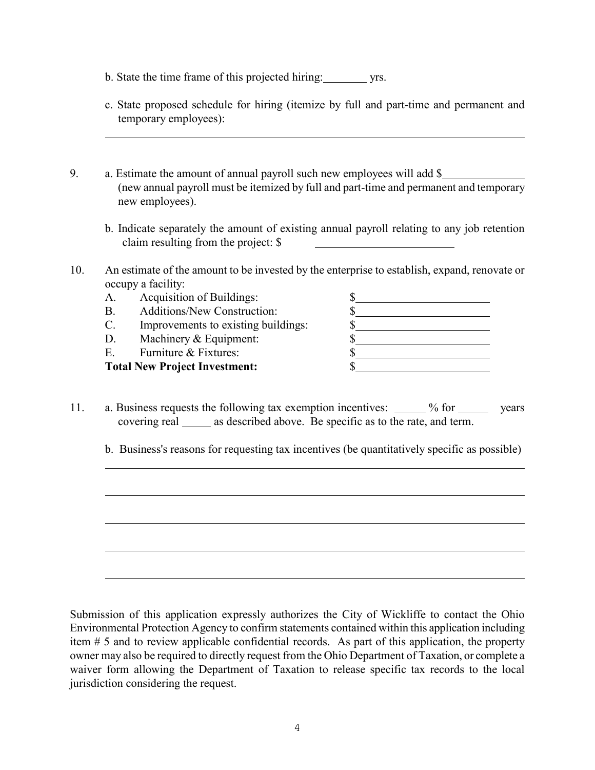b. State the time frame of this projected hiring: ________ yrs.

c. State proposed schedule for hiring (itemize by full and part-time and permanent and temporary employees):

________________________________________________________________________

9. a. Estimate the amount of annual payroll such new employees will add $______________ (new annual payroll must be itemized by full and part-time and permanent and temporary new employees).

   b. Indicate separately the amount of existing annual payroll relating to any job retention claim resulting from the project: $ __________________________

10. An estimate of the amount to be invested by the enterprise to establish, expand, renovate or occupy a facility:

| | | |
|---|---|---|
| A. | Acquisition of Buildings: | $________________________ |
| B. | Additions/New Construction: | $________________________ |
| C. | Improvements to existing buildings: | $________________________ |
| D. | Machinery & Equipment: | $________________________ |
| E. | Furniture & Fixtures: | $________________________ |
| **Total New Project Investment:** | | $________________________ |

11. a. Business requests the following tax exemption incentives: _____ % for _____ years covering real _____ as described above. Be specific as to the rate, and term.

    b. Business's reasons for requesting tax incentives (be quantitatively specific as possible)

________________________________________________________________________

________________________________________________________________________

________________________________________________________________________

________________________________________________________________________

________________________________________________________________________

Submission of this application expressly authorizes the City of Wickliffe to contact the Ohio Environmental Protection Agency to confirm statements contained within this application including item # 5 and to review applicable confidential records. As part of this application, the property owner may also be required to directly request from the Ohio Department of Taxation, or complete a waiver form allowing the Department of Taxation to release specific tax records to the local jurisdiction considering the request.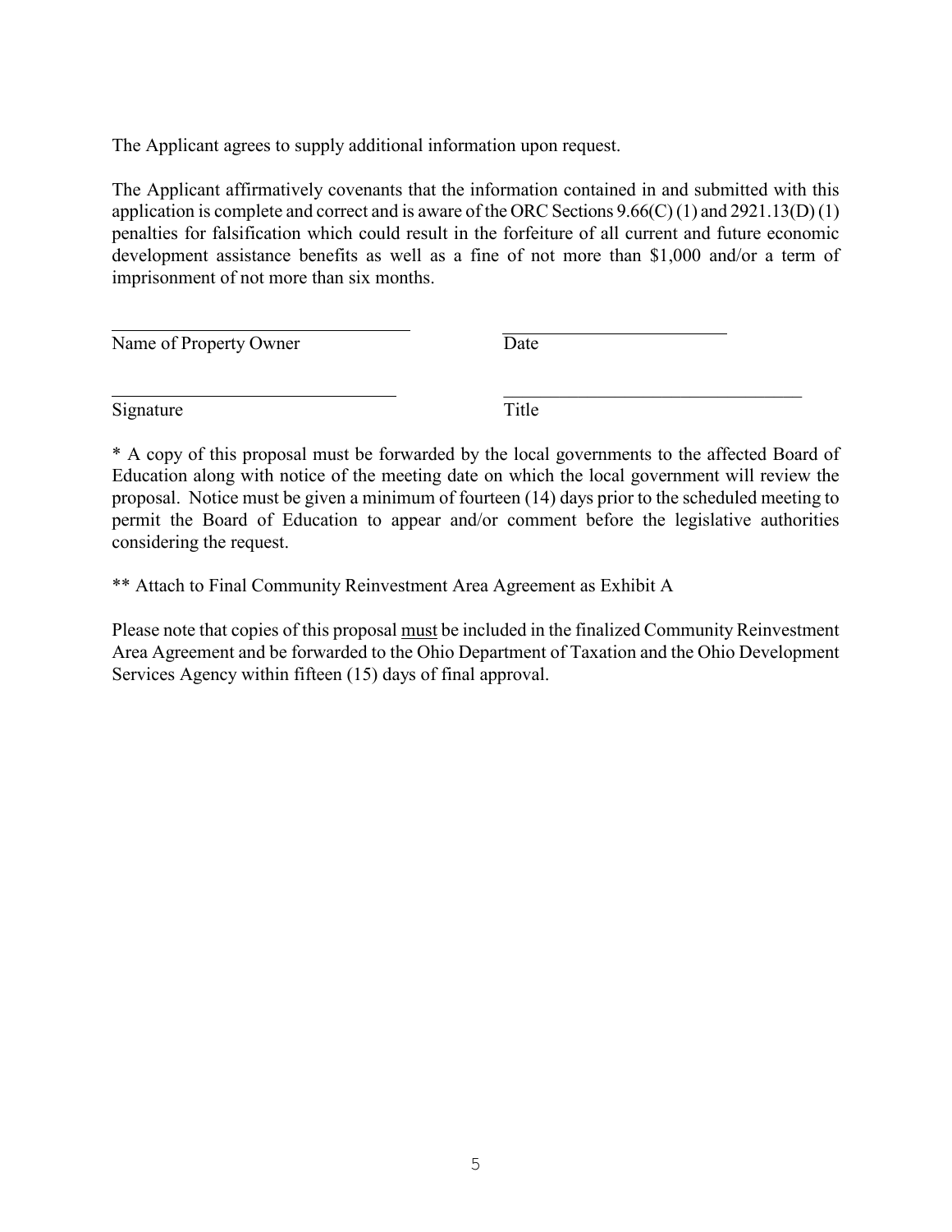The Applicant agrees to supply additional information upon request.

The Applicant affirmatively covenants that the information contained in and submitted with this application is complete and correct and is aware of the ORC Sections 9.66(C) (1) and 2921.13(D) (1) penalties for falsification which could result in the forfeiture of all current and future economic development assistance benefits as well as a fine of not more than $1,000 and/or a term of imprisonment of not more than six months.

| | |
|---|---|
| ______________________________ | ______________________ |
| Name of Property Owner | Date |
| ______________________________ | ______________________________ |
| Signature | Title |

* A copy of this proposal must be forwarded by the local governments to the affected Board of Education along with notice of the meeting date on which the local government will review the proposal. Notice must be given a minimum of fourteen (14) days prior to the scheduled meeting to permit the Board of Education to appear and/or comment before the legislative authorities considering the request.

** Attach to Final Community Reinvestment Area Agreement as Exhibit A

Please note that copies of this proposal <u>must</u> be included in the finalized Community Reinvestment Area Agreement and be forwarded to the Ohio Department of Taxation and the Ohio Development Services Agency within fifteen (15) days of final approval.